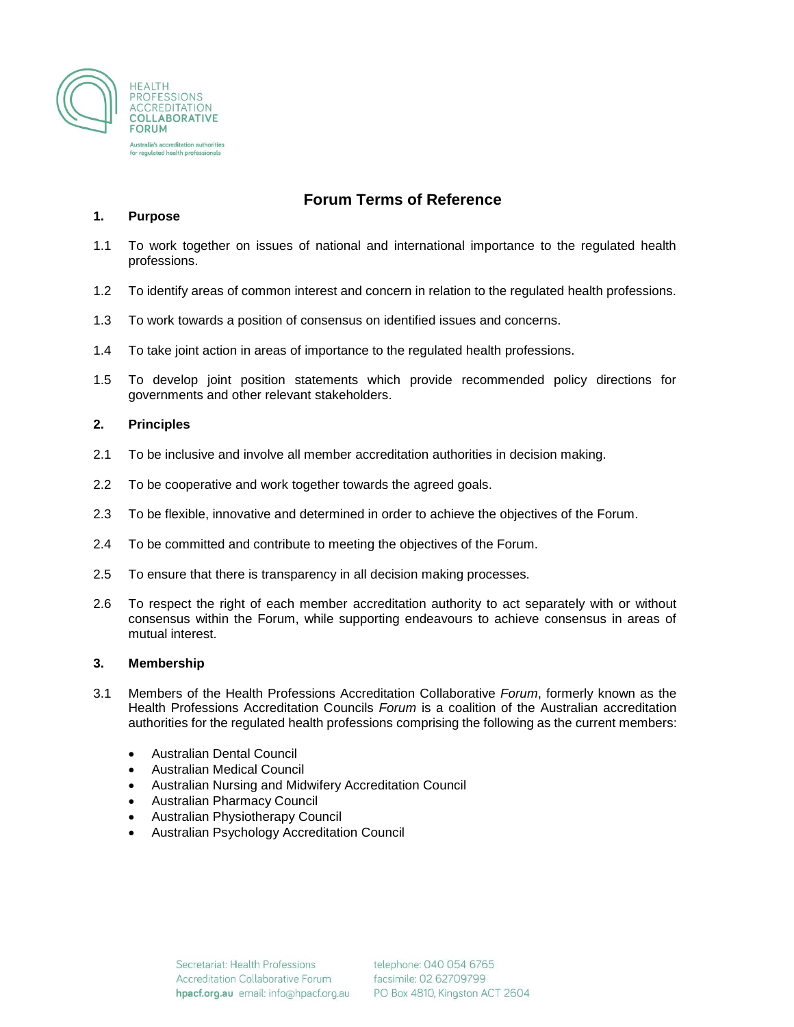# Forum Terms of Reference

## 1. Purpose

1.1 To work together on issues of national and international importance to the regulated health professions.

1.2 To identify areas of common interest and concern in relation to the regulated health professions.

1.3 To work towards a position of consensus on identified issues and concerns.

1.4 To take joint action in areas of importance to the regulated health professions.

1.5 To develop joint position statements which provide recommended policy directions for governments and other relevant stakeholders.

## 2. Principles

2.1 To be inclusive and involve all member accreditation authorities in decision making.

2.2 To be cooperative and work together towards the agreed goals.

2.3 To be flexible, innovative and determined in order to achieve the objectives of the Forum.

2.4 To be committed and contribute to meeting the objectives of the Forum.

2.5 To ensure that there is transparency in all decision making processes.

2.6 To respect the right of each member accreditation authority to act separately with or without consensus within the Forum, while supporting endeavours to achieve consensus in areas of mutual interest.

## 3. Membership

3.1 Members of the Health Professions Accreditation Collaborative *Forum*, formerly known as the Health Professions Accreditation Councils *Forum* is a coalition of the Australian accreditation authorities for the regulated health professions comprising the following as the current members:

- Australian Dental Council
- Australian Medical Council
- Australian Nursing and Midwifery Accreditation Council
- Australian Pharmacy Council
- Australian Physiotherapy Council
- Australian Psychology Accreditation Council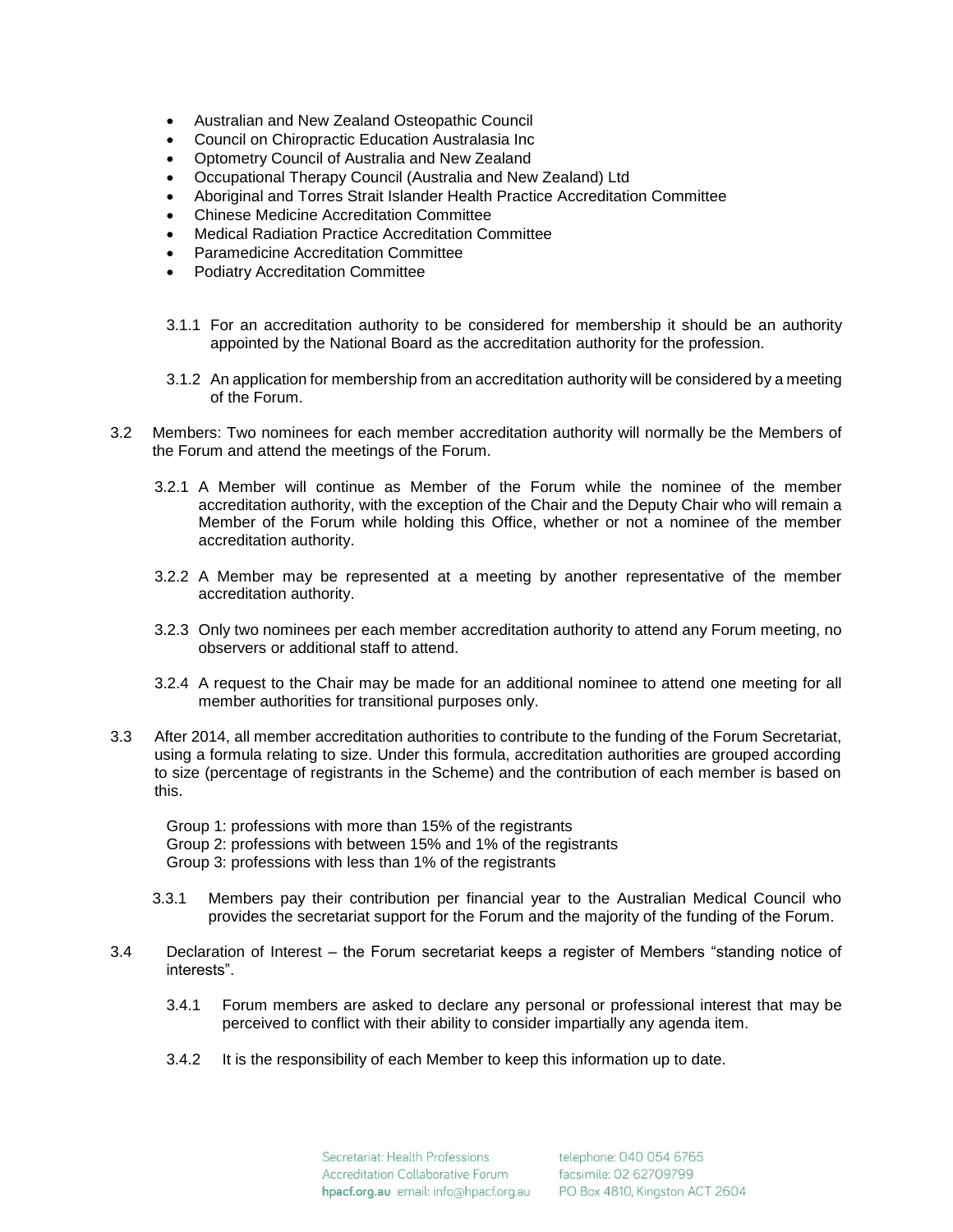- Australian and New Zealand Osteopathic Council
- Council on Chiropractic Education Australasia Inc
- Optometry Council of Australia and New Zealand
- Occupational Therapy Council (Australia and New Zealand) Ltd
- Aboriginal and Torres Strait Islander Health Practice Accreditation Committee
- Chinese Medicine Accreditation Committee
- Medical Radiation Practice Accreditation Committee
- Paramedicine Accreditation Committee
- Podiatry Accreditation Committee

3.1.1 For an accreditation authority to be considered for membership it should be an authority appointed by the National Board as the accreditation authority for the profession.

3.1.2 An application for membership from an accreditation authority will be considered by a meeting of the Forum.

3.2 Members: Two nominees for each member accreditation authority will normally be the Members of the Forum and attend the meetings of the Forum.

3.2.1 A Member will continue as Member of the Forum while the nominee of the member accreditation authority, with the exception of the Chair and the Deputy Chair who will remain a Member of the Forum while holding this Office, whether or not a nominee of the member accreditation authority.

3.2.2 A Member may be represented at a meeting by another representative of the member accreditation authority.

3.2.3 Only two nominees per each member accreditation authority to attend any Forum meeting, no observers or additional staff to attend.

3.2.4 A request to the Chair may be made for an additional nominee to attend one meeting for all member authorities for transitional purposes only.

3.3 After 2014, all member accreditation authorities to contribute to the funding of the Forum Secretariat, using a formula relating to size. Under this formula, accreditation authorities are grouped according to size (percentage of registrants in the Scheme) and the contribution of each member is based on this.

Group 1: professions with more than 15% of the registrants
Group 2: professions with between 15% and 1% of the registrants
Group 3: professions with less than 1% of the registrants

3.3.1 Members pay their contribution per financial year to the Australian Medical Council who provides the secretariat support for the Forum and the majority of the funding of the Forum.

3.4 Declaration of Interest – the Forum secretariat keeps a register of Members "standing notice of interests".

3.4.1 Forum members are asked to declare any personal or professional interest that may be perceived to conflict with their ability to consider impartially any agenda item.

3.4.2 It is the responsibility of each Member to keep this information up to date.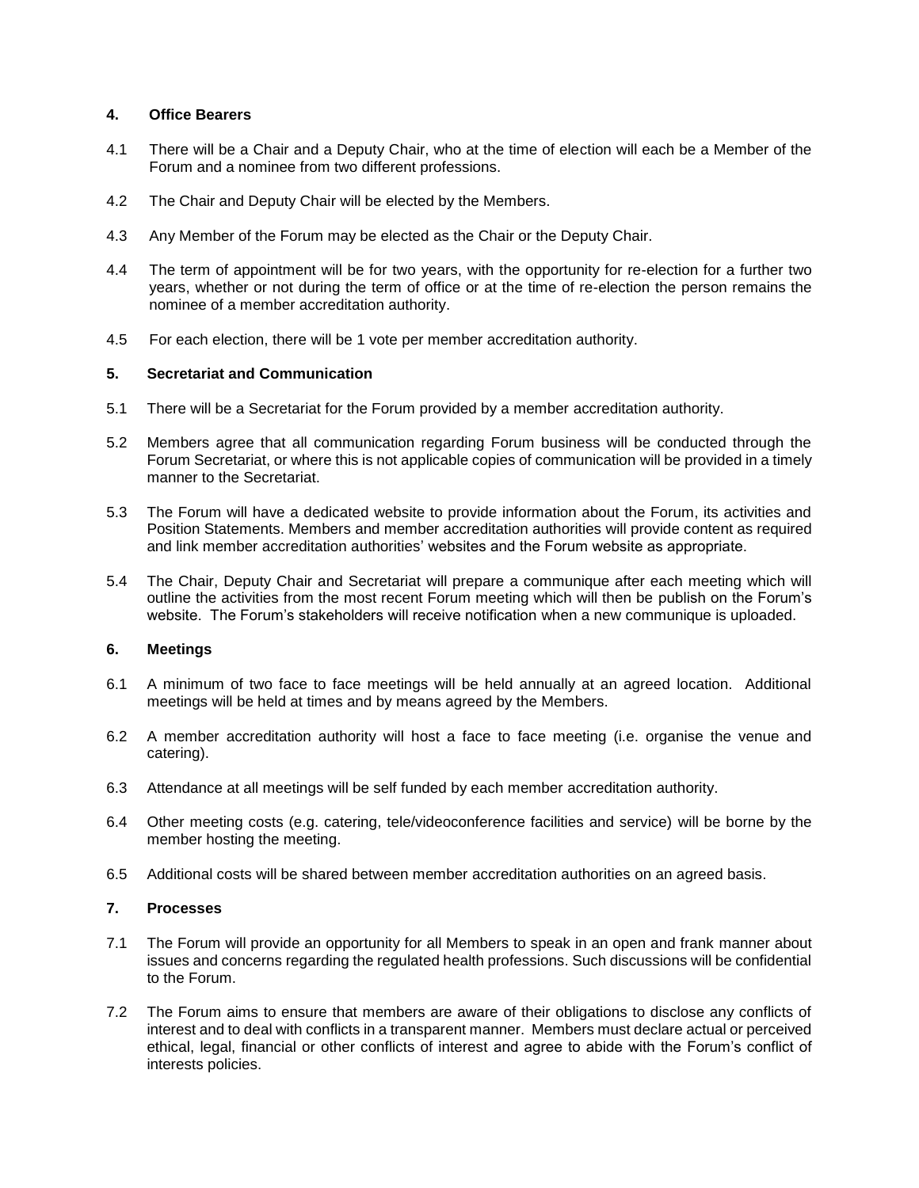## 4. Office Bearers

4.1 There will be a Chair and a Deputy Chair, who at the time of election will each be a Member of the Forum and a nominee from two different professions.

4.2 The Chair and Deputy Chair will be elected by the Members.

4.3 Any Member of the Forum may be elected as the Chair or the Deputy Chair.

4.4 The term of appointment will be for two years, with the opportunity for re-election for a further two years, whether or not during the term of office or at the time of re-election the person remains the nominee of a member accreditation authority.

4.5 For each election, there will be 1 vote per member accreditation authority.

## 5. Secretariat and Communication

5.1 There will be a Secretariat for the Forum provided by a member accreditation authority.

5.2 Members agree that all communication regarding Forum business will be conducted through the Forum Secretariat, or where this is not applicable copies of communication will be provided in a timely manner to the Secretariat.

5.3 The Forum will have a dedicated website to provide information about the Forum, its activities and Position Statements. Members and member accreditation authorities will provide content as required and link member accreditation authorities' websites and the Forum website as appropriate.

5.4 The Chair, Deputy Chair and Secretariat will prepare a communique after each meeting which will outline the activities from the most recent Forum meeting which will then be publish on the Forum's website. The Forum's stakeholders will receive notification when a new communique is uploaded.

## 6. Meetings

6.1 A minimum of two face to face meetings will be held annually at an agreed location. Additional meetings will be held at times and by means agreed by the Members.

6.2 A member accreditation authority will host a face to face meeting (i.e. organise the venue and catering).

6.3 Attendance at all meetings will be self funded by each member accreditation authority.

6.4 Other meeting costs (e.g. catering, tele/videoconference facilities and service) will be borne by the member hosting the meeting.

6.5 Additional costs will be shared between member accreditation authorities on an agreed basis.

## 7. Processes

7.1 The Forum will provide an opportunity for all Members to speak in an open and frank manner about issues and concerns regarding the regulated health professions. Such discussions will be confidential to the Forum.

7.2 The Forum aims to ensure that members are aware of their obligations to disclose any conflicts of interest and to deal with conflicts in a transparent manner. Members must declare actual or perceived ethical, legal, financial or other conflicts of interest and agree to abide with the Forum's conflict of interests policies.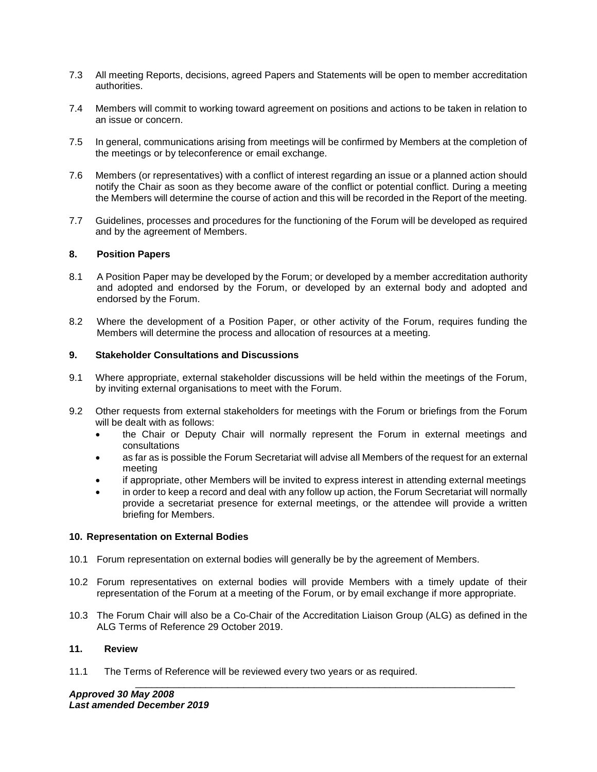7.3 All meeting Reports, decisions, agreed Papers and Statements will be open to member accreditation authorities.

7.4 Members will commit to working toward agreement on positions and actions to be taken in relation to an issue or concern.

7.5 In general, communications arising from meetings will be confirmed by Members at the completion of the meetings or by teleconference or email exchange.

7.6 Members (or representatives) with a conflict of interest regarding an issue or a planned action should notify the Chair as soon as they become aware of the conflict or potential conflict. During a meeting the Members will determine the course of action and this will be recorded in the Report of the meeting.

7.7 Guidelines, processes and procedures for the functioning of the Forum will be developed as required and by the agreement of Members.

## 8. Position Papers

8.1 A Position Paper may be developed by the Forum; or developed by a member accreditation authority and adopted and endorsed by the Forum, or developed by an external body and adopted and endorsed by the Forum.

8.2 Where the development of a Position Paper, or other activity of the Forum, requires funding the Members will determine the process and allocation of resources at a meeting.

## 9. Stakeholder Consultations and Discussions

9.1 Where appropriate, external stakeholder discussions will be held within the meetings of the Forum, by inviting external organisations to meet with the Forum.

9.2 Other requests from external stakeholders for meetings with the Forum or briefings from the Forum will be dealt with as follows:

- the Chair or Deputy Chair will normally represent the Forum in external meetings and consultations
- as far as is possible the Forum Secretariat will advise all Members of the request for an external meeting
- if appropriate, other Members will be invited to express interest in attending external meetings
- in order to keep a record and deal with any follow up action, the Forum Secretariat will normally provide a secretariat presence for external meetings, or the attendee will provide a written briefing for Members.

## 10. Representation on External Bodies

10.1 Forum representation on external bodies will generally be by the agreement of Members.

10.2 Forum representatives on external bodies will provide Members with a timely update of their representation of the Forum at a meeting of the Forum, or by email exchange if more appropriate.

10.3 The Forum Chair will also be a Co-Chair of the Accreditation Liaison Group (ALG) as defined in the ALG Terms of Reference 29 October 2019.

## 11. Review

11.1 The Terms of Reference will be reviewed every two years or as required.

---

***Approved 30 May 2008***
***Last amended December 2019***